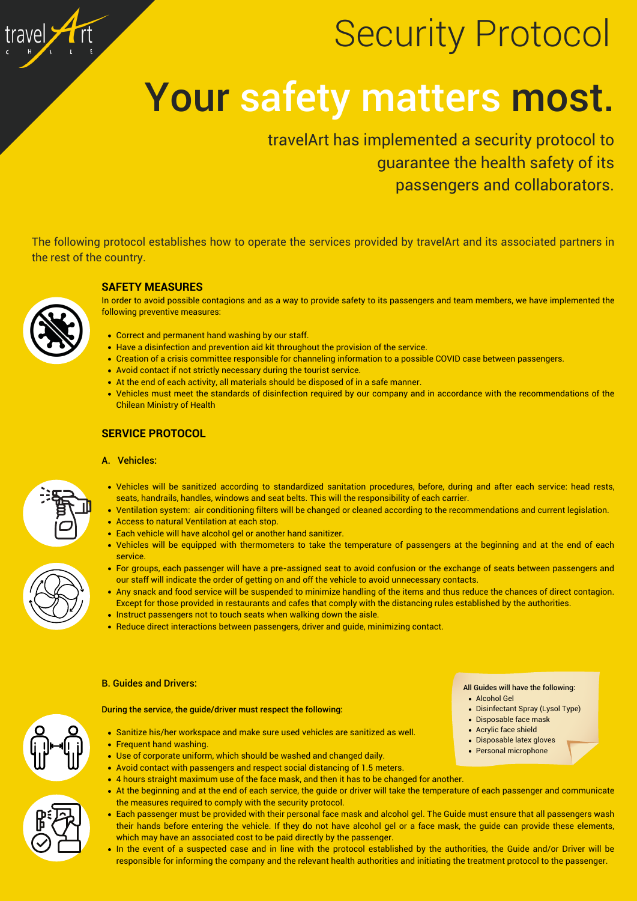travelArt CHILE

# Security Protocol

# Your safety matters most.

travelArt has implemented a security protocol to guarantee the health safety of its passengers and collaborators.

The following protocol establishes how to operate the services provided by travelArt and its associated partners in the rest of the country.

## SAFETY MEASURES

In order to avoid possible contagions and as a way to provide safety to its passengers and team members, we have implemented the following preventive measures:

- Correct and permanent hand washing by our staff.
- Have a disinfection and prevention aid kit throughout the provision of the service.
- Creation of a crisis committee responsible for channeling information to a possible COVID case between passengers.
- Avoid contact if not strictly necessary during the tourist service.
- At the end of each activity, all materials should be disposed of in a safe manner.
- Vehicles must meet the standards of disinfection required by our company and in accordance with the recommendations of the Chilean Ministry of Health

## SERVICE PROTOCOL

### A. Vehicles:

- Vehicles will be sanitized according to standardized sanitation procedures, before, during and after each service: head rests, seats, handrails, handles, windows and seat belts. This will the responsibility of each carrier.
- Ventilation system: air conditioning filters will be changed or cleaned according to the recommendations and current legislation.
- Access to natural Ventilation at each stop.
- Each vehicle will have alcohol gel or another hand sanitizer.
- Vehicles will be equipped with thermometers to take the temperature of passengers at the beginning and at the end of each service.
- For groups, each passenger will have a pre-assigned seat to avoid confusion or the exchange of seats between passengers and our staff will indicate the order of getting on and off the vehicle to avoid unnecessary contacts.
- Any snack and food service will be suspended to minimize handling of the items and thus reduce the chances of direct contagion. Except for those provided in restaurants and cafes that comply with the distancing rules established by the authorities.
- Instruct passengers not to touch seats when walking down the aisle.
- Reduce direct interactions between passengers, driver and guide, minimizing contact.

### B. Guides and Drivers:

During the service, the guide/driver must respect the following:

- Sanitize his/her workspace and make sure used vehicles are sanitized as well.
- Frequent hand washing.
- Use of corporate uniform, which should be washed and changed daily.
- Avoid contact with passengers and respect social distancing of 1.5 meters.
- 4 hours straight maximum use of the face mask, and then it has to be changed for another.
- At the beginning and at the end of each service, the guide or driver will take the temperature of each passenger and communicate the measures required to comply with the security protocol.
- Each passenger must be provided with their personal face mask and alcohol gel. The Guide must ensure that all passengers wash their hands before entering the vehicle. If they do not have alcohol gel or a face mask, the guide can provide these elements, which may have an associated cost to be paid directly by the passenger.
- In the event of a suspected case and in line with the protocol established by the authorities, the Guide and/or Driver will be responsible for informing the company and the relevant health authorities and initiating the treatment protocol to the passenger.

All Guides will have the following:

- Alcohol Gel
- Disinfectant Spray (Lysol Type)
- Disposable face mask
- Acrylic face shield
- Disposable latex gloves
- Personal microphone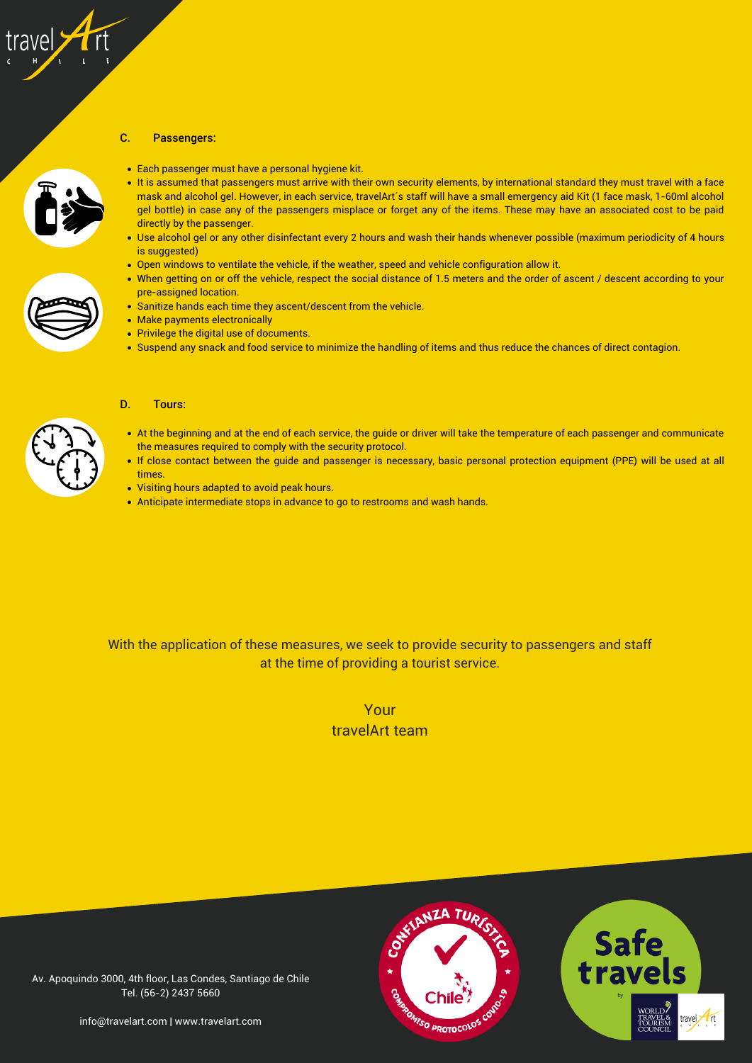### C. Passengers:

- Each passenger must have a personal hygiene kit.
- It is assumed that passengers must arrive with their own security elements, by international standard they must travel with a face mask and alcohol gel. However, in each service, travelArt´s staff will have a small emergency aid Kit (1 face mask, 1-60ml alcohol gel bottle) in case any of the passengers misplace or forget any of the items. These may have an associated cost to be paid directly by the passenger.
- Use alcohol gel or any other disinfectant every 2 hours and wash their hands whenever possible (maximum periodicity of 4 hours is suggested)
- Open windows to ventilate the vehicle, if the weather, speed and vehicle configuration allow it.
- When getting on or off the vehicle, respect the social distance of 1.5 meters and the order of ascent / descent according to your pre-assigned location.
- Sanitize hands each time they ascent/descent from the vehicle.
- Make payments electronically
- Privilege the digital use of documents.
- Suspend any snack and food service to minimize the handling of items and thus reduce the chances of direct contagion.

### D. Tours:

- At the beginning and at the end of each service, the guide or driver will take the temperature of each passenger and communicate the measures required to comply with the security protocol.
- If close contact between the guide and passenger is necessary, basic personal protection equipment (PPE) will be used at all times.
- Visiting hours adapted to avoid peak hours.
- Anticipate intermediate stops in advance to go to restrooms and wash hands.

With the application of these measures, we seek to provide security to passengers and staff at the time of providing a tourist service.

Your
travelArt team

Av. Apoquindo 3000, 4th floor, Las Condes, Santiago de Chile
Tel. (56-2) 2437 5660

info@travelart.com | www.travelart.com